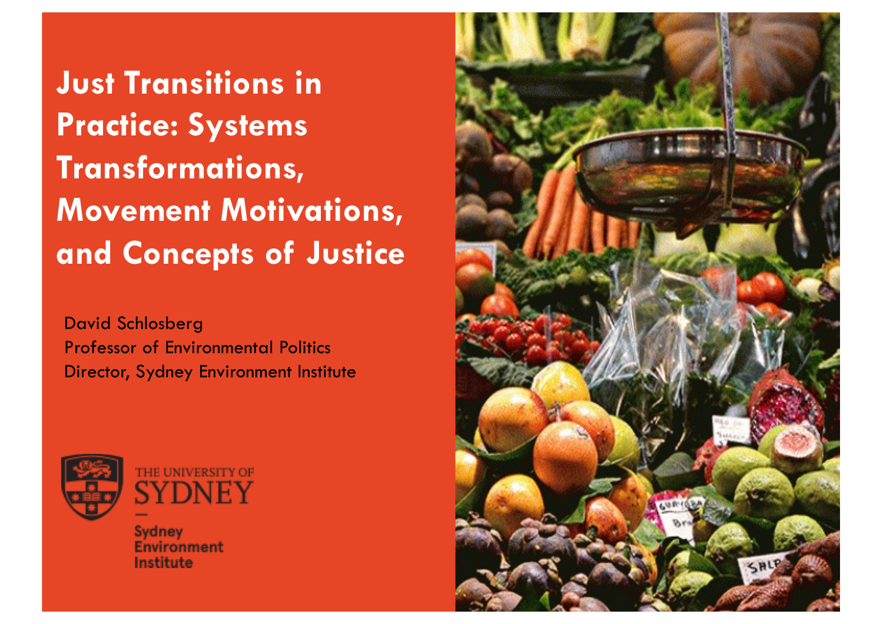# Just Transitions in Practice: Systems Transformations, Movement Motivations, and Concepts of Justice

David Schlosberg
Professor of Environmental Politics
Director, Sydney Environment Institute

THE UNIVERSITY OF SYDNEY

Sydney Environment Institute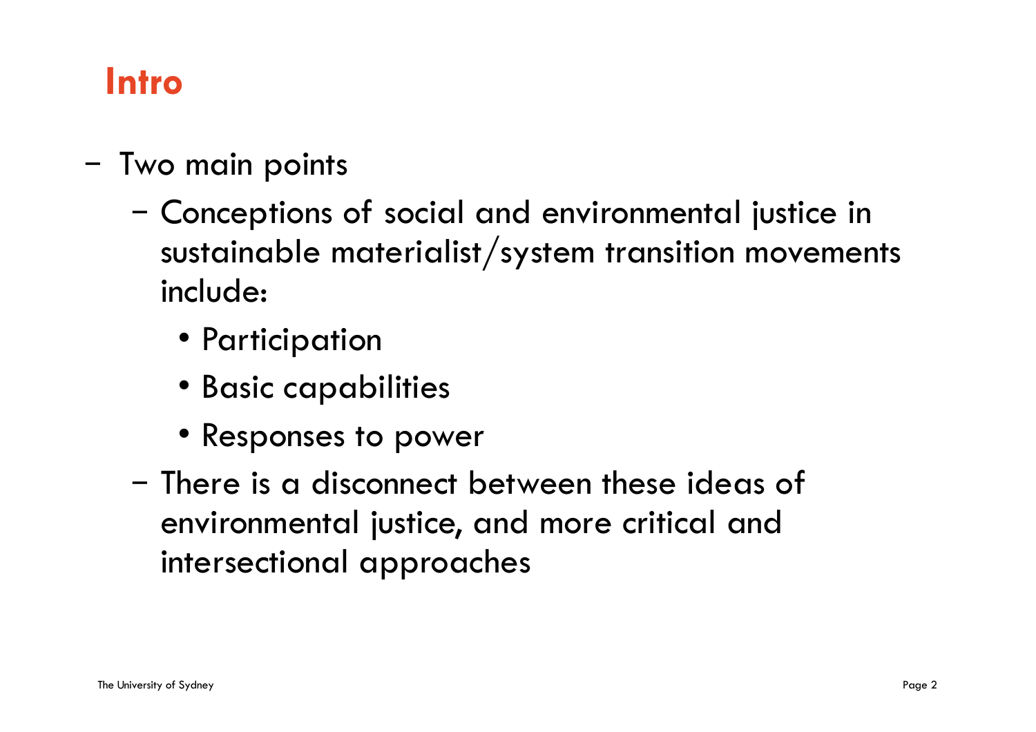## Intro

- Two main points
  - Conceptions of social and environmental justice in sustainable materialist/system transition movements include:
    - Participation
    - Basic capabilities
    - Responses to power
  - There is a disconnect between these ideas of environmental justice, and more critical and intersectional approaches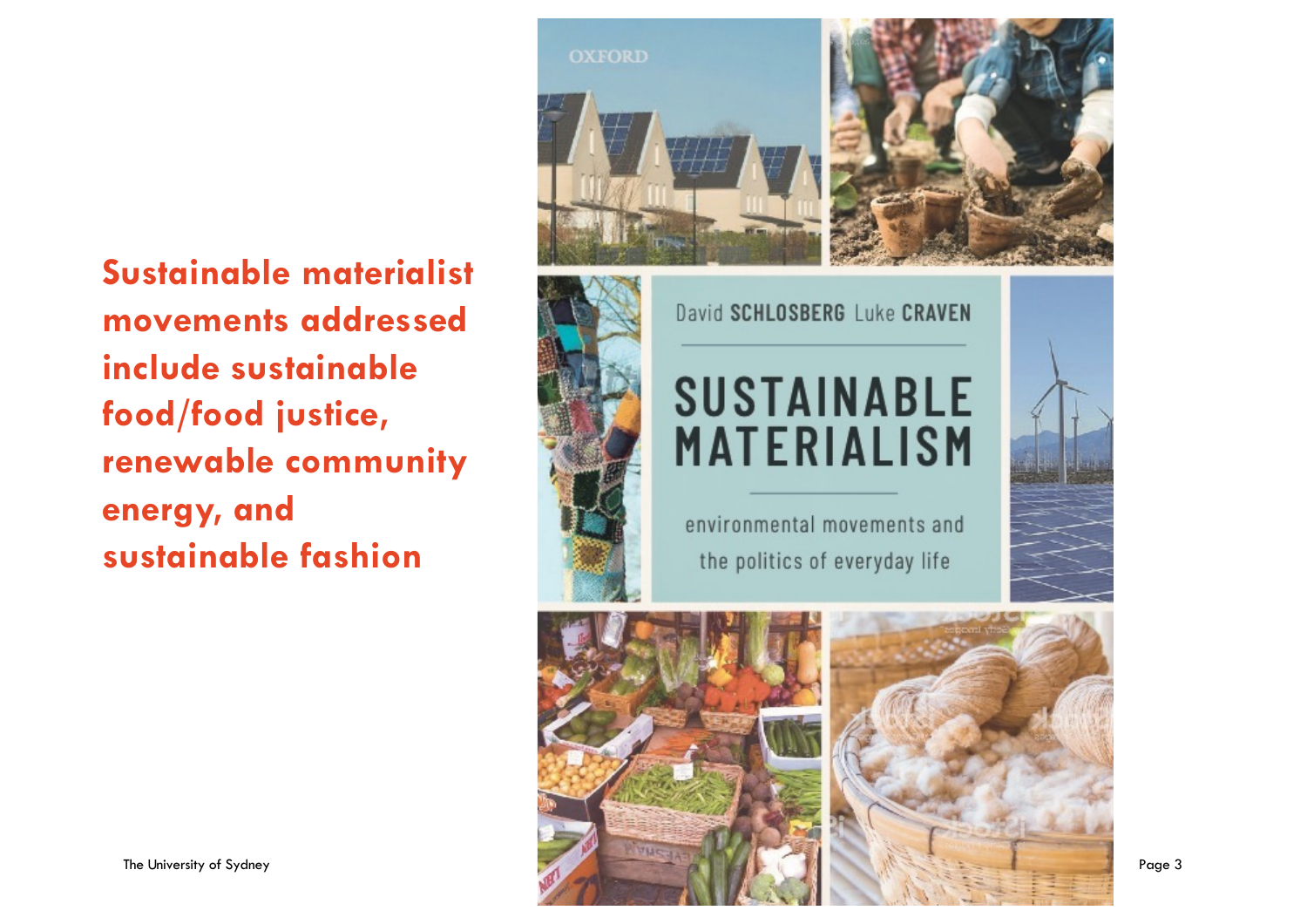**Sustainable materialist movements addressed include sustainable food/food justice, renewable community energy, and sustainable fashion**

OXFORD

David SCHLOSBERG Luke CRAVEN

SUSTAINABLE MATERIALISM

environmental movements and the politics of everyday life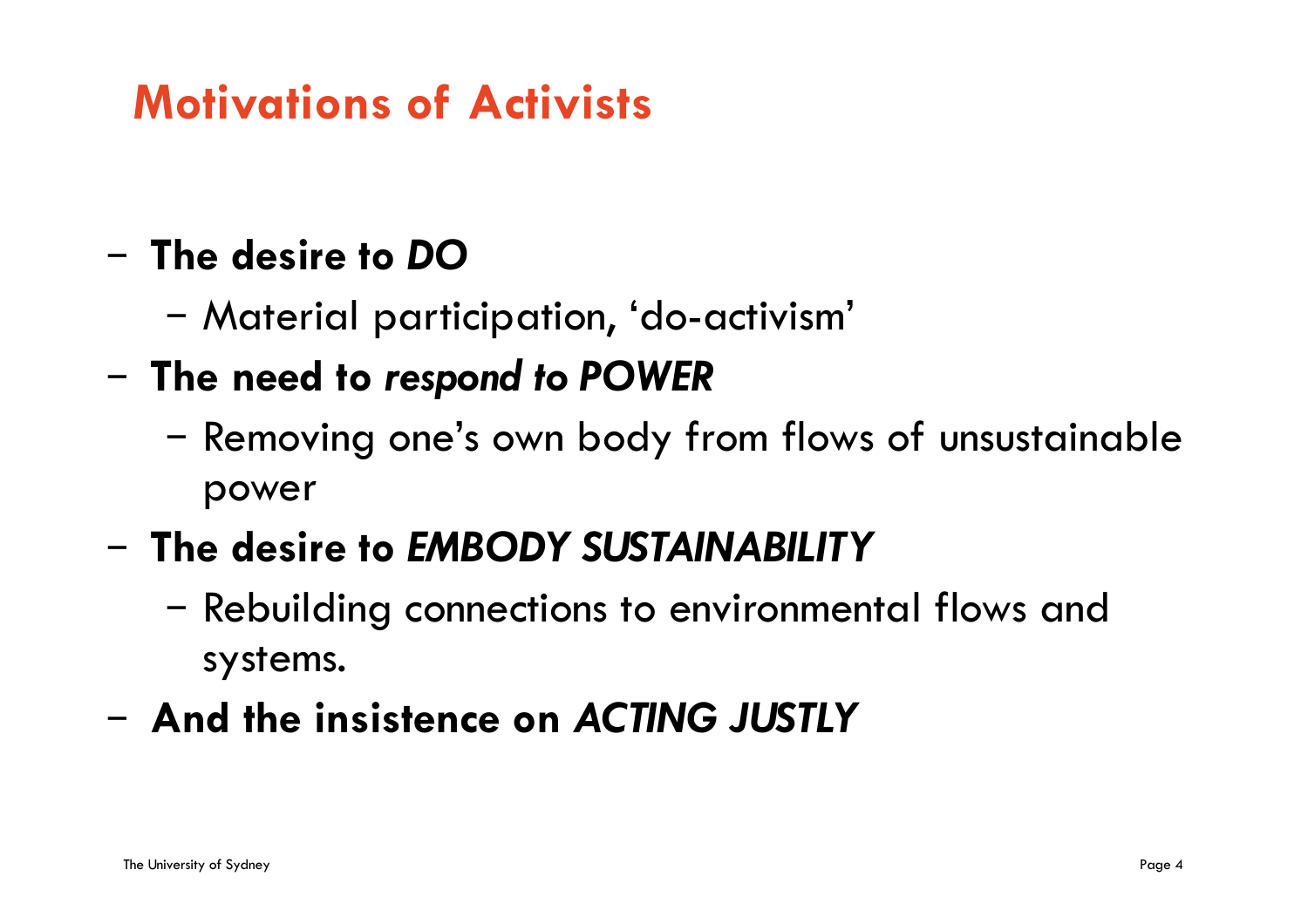# Motivations of Activists

- **The desire to *DO***
  - Material participation, 'do-activism'
- **The need to *respond to POWER***
  - Removing one's own body from flows of unsustainable power
- **The desire to *EMBODY SUSTAINABILITY***
  - Rebuilding connections to environmental flows and systems.
- **And the insistence on *ACTING JUSTLY***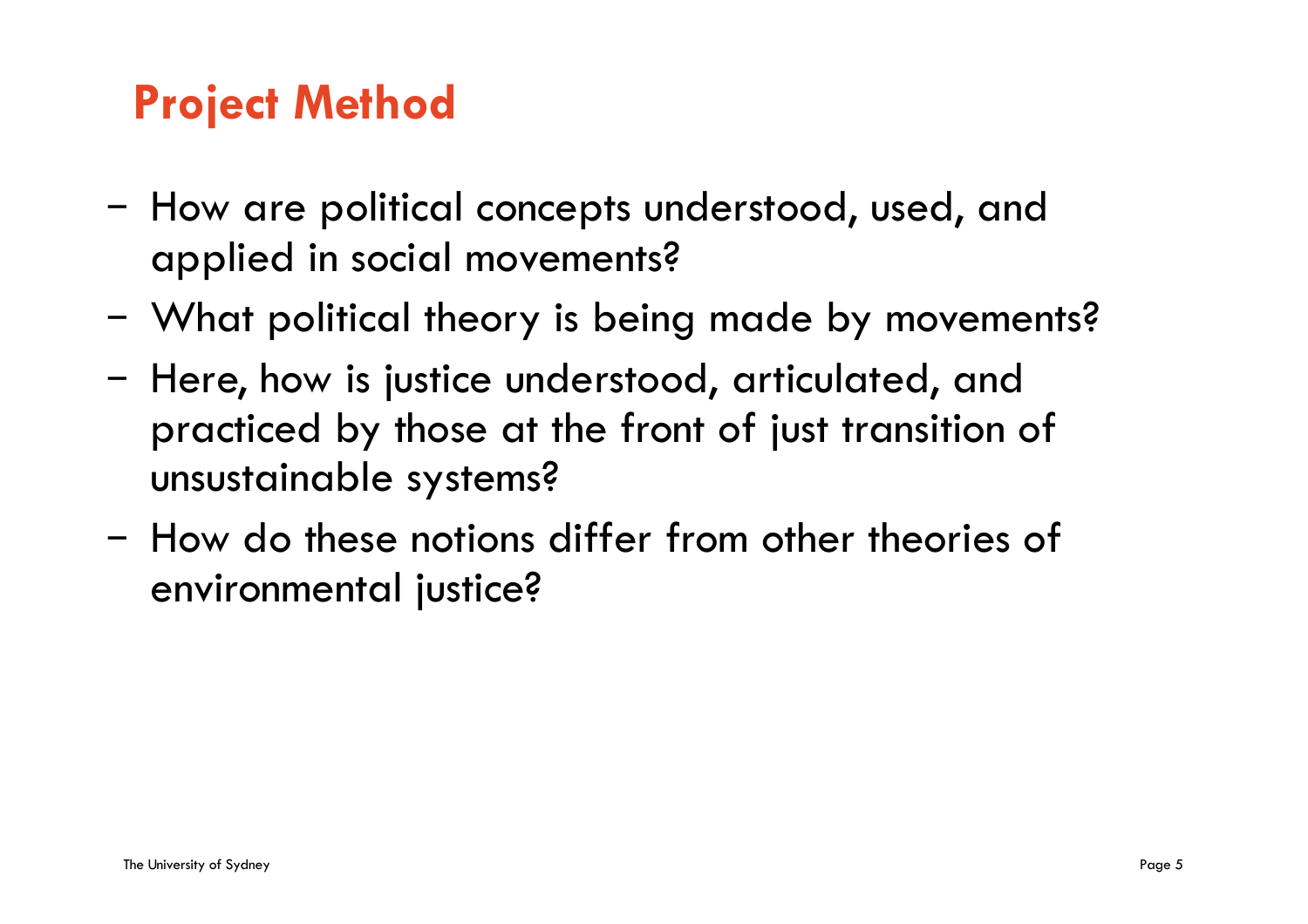## Project Method

- How are political concepts understood, used, and applied in social movements?
- What political theory is being made by movements?
- Here, how is justice understood, articulated, and practiced by those at the front of just transition of unsustainable systems?
- How do these notions differ from other theories of environmental justice?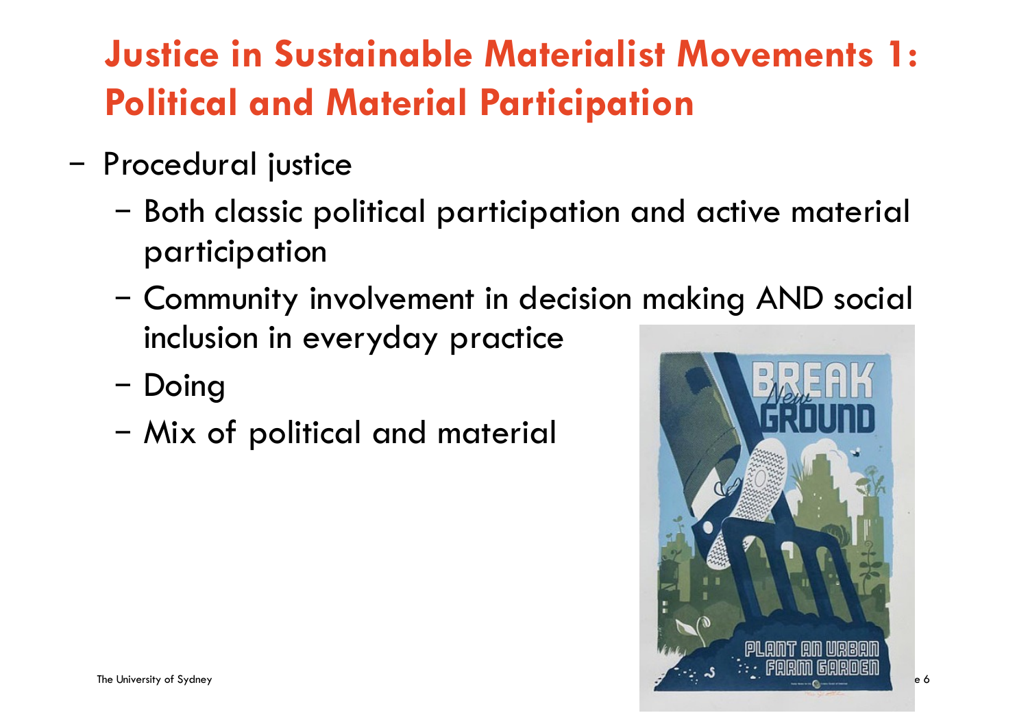# Justice in Sustainable Materialist Movements 1: Political and Material Participation

- Procedural justice
  - Both classic political participation and active material participation
  - Community involvement in decision making AND social inclusion in everyday practice
  - Doing
  - Mix of political and material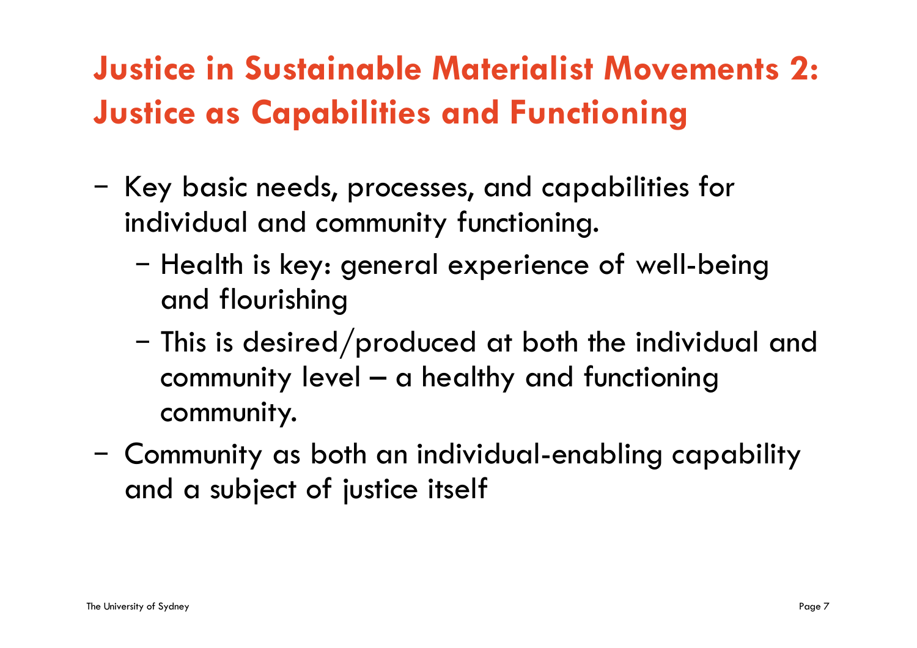# Justice in Sustainable Materialist Movements 2: Justice as Capabilities and Functioning

- Key basic needs, processes, and capabilities for individual and community functioning.
  - Health is key: general experience of well-being and flourishing
  - This is desired/produced at both the individual and community level – a healthy and functioning community.
- Community as both an individual-enabling capability and a subject of justice itself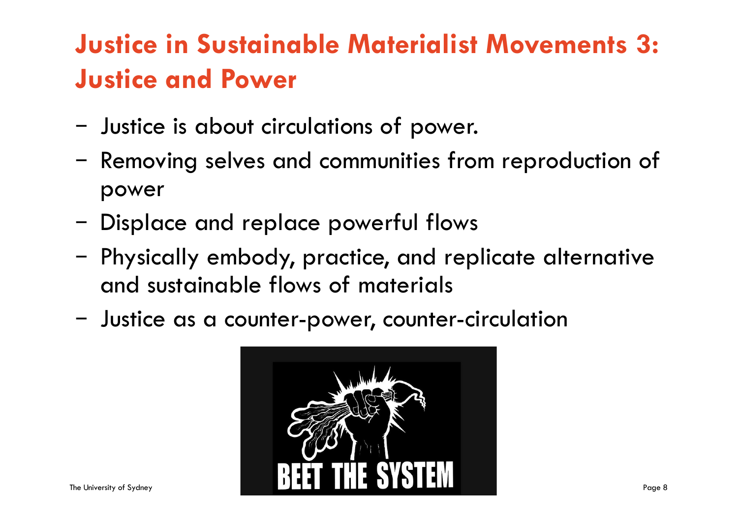# Justice in Sustainable Materialist Movements 3: Justice and Power

- Justice is about circulations of power.
- Removing selves and communities from reproduction of power
- Displace and replace powerful flows
- Physically embody, practice, and replicate alternative and sustainable flows of materials
- Justice as a counter-power, counter-circulation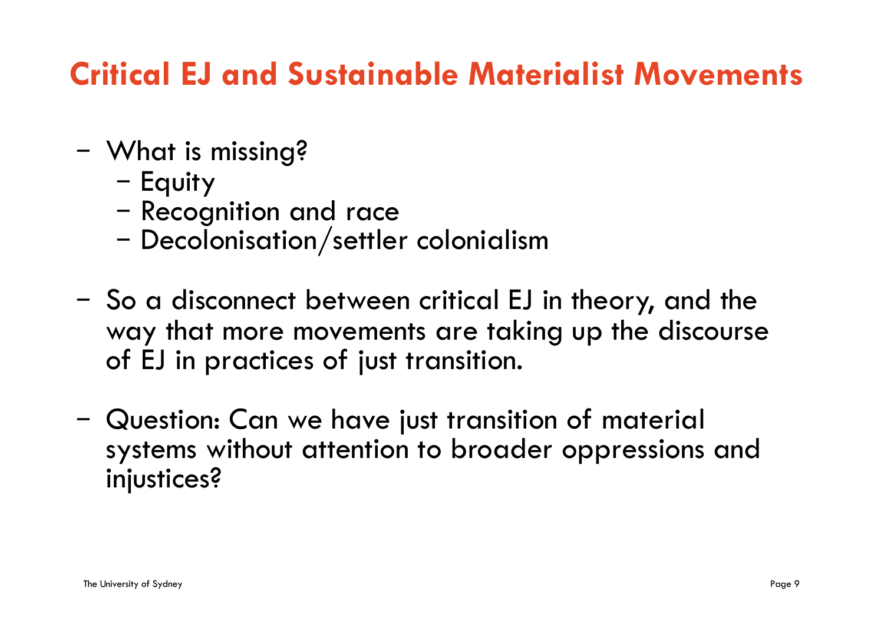# Critical EJ and Sustainable Materialist Movements

- What is missing?
  - Equity
  - Recognition and race
  - Decolonisation/settler colonialism

- So a disconnect between critical EJ in theory, and the way that more movements are taking up the discourse of EJ in practices of just transition.

- Question: Can we have just transition of material systems without attention to broader oppressions and injustices?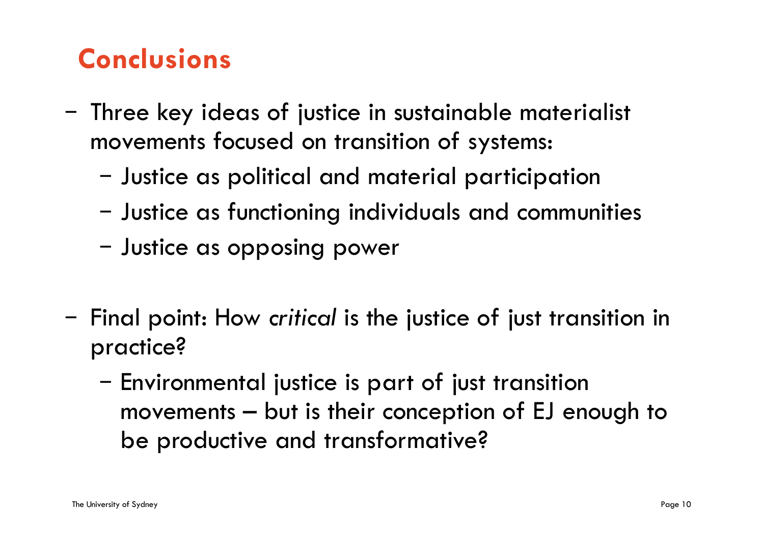# Conclusions

- Three key ideas of justice in sustainable materialist movements focused on transition of systems:
  - Justice as political and material participation
  - Justice as functioning individuals and communities
  - Justice as opposing power

- Final point: How *critical* is the justice of just transition in practice?
  - Environmental justice is part of just transition movements – but is their conception of EJ enough to be productive and transformative?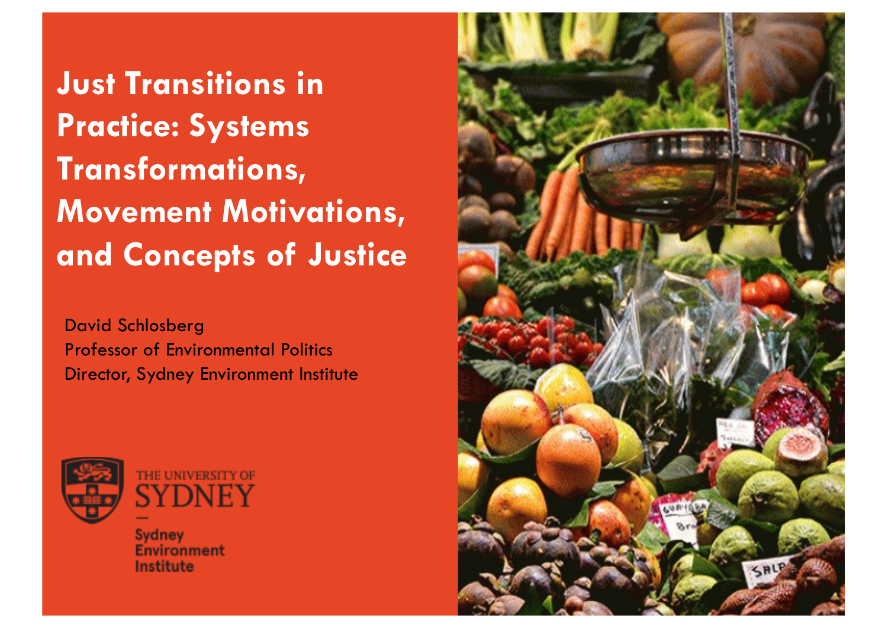# Just Transitions in Practice: Systems Transformations, Movement Motivations, and Concepts of Justice

David Schlosberg
Professor of Environmental Politics
Director, Sydney Environment Institute

THE UNIVERSITY OF SYDNEY

Sydney Environment Institute